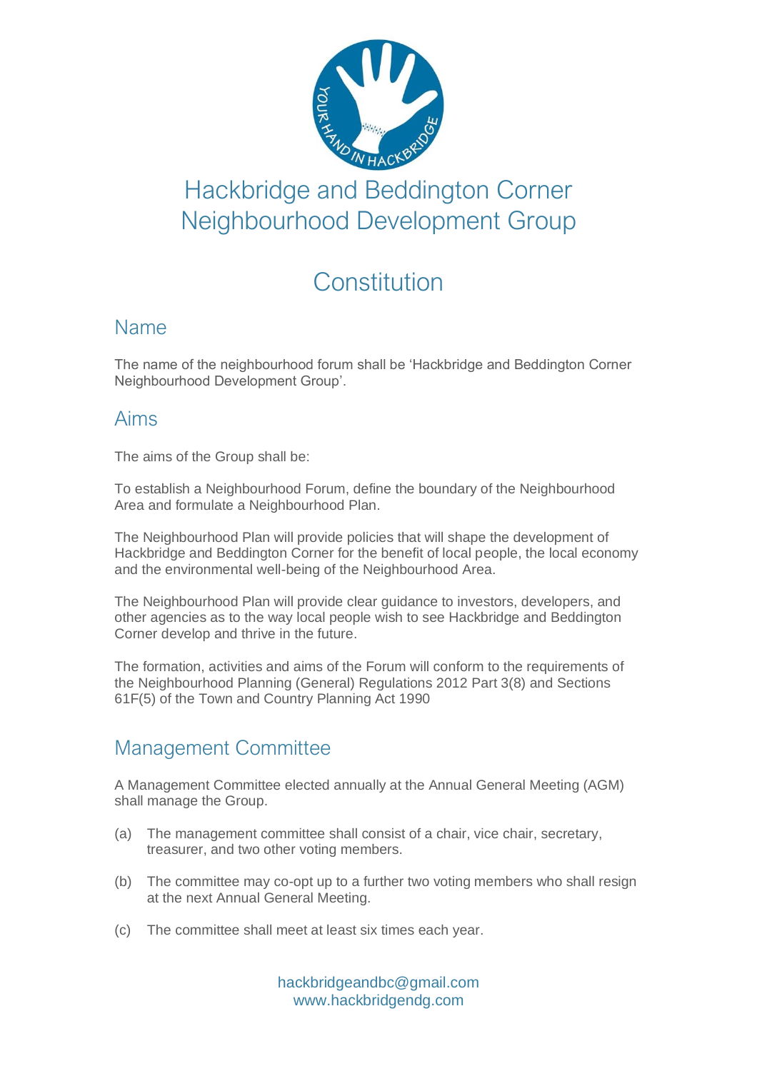# Hackbridge and Beddington Corner Neighbourhood Development Group

## Constitution

### Name

The name of the neighbourhood forum shall be 'Hackbridge and Beddington Corner Neighbourhood Development Group'.

### Aims

The aims of the Group shall be:

To establish a Neighbourhood Forum, define the boundary of the Neighbourhood Area and formulate a Neighbourhood Plan.

The Neighbourhood Plan will provide policies that will shape the development of Hackbridge and Beddington Corner for the benefit of local people, the local economy and the environmental well-being of the Neighbourhood Area.

The Neighbourhood Plan will provide clear guidance to investors, developers, and other agencies as to the way local people wish to see Hackbridge and Beddington Corner develop and thrive in the future.

The formation, activities and aims of the Forum will conform to the requirements of the Neighbourhood Planning (General) Regulations 2012 Part 3(8) and Sections 61F(5) of the Town and Country Planning Act 1990

### Management Committee

A Management Committee elected annually at the Annual General Meeting (AGM) shall manage the Group.

(a) The management committee shall consist of a chair, vice chair, secretary, treasurer, and two other voting members.

(b) The committee may co-opt up to a further two voting members who shall resign at the next Annual General Meeting.

(c) The committee shall meet at least six times each year.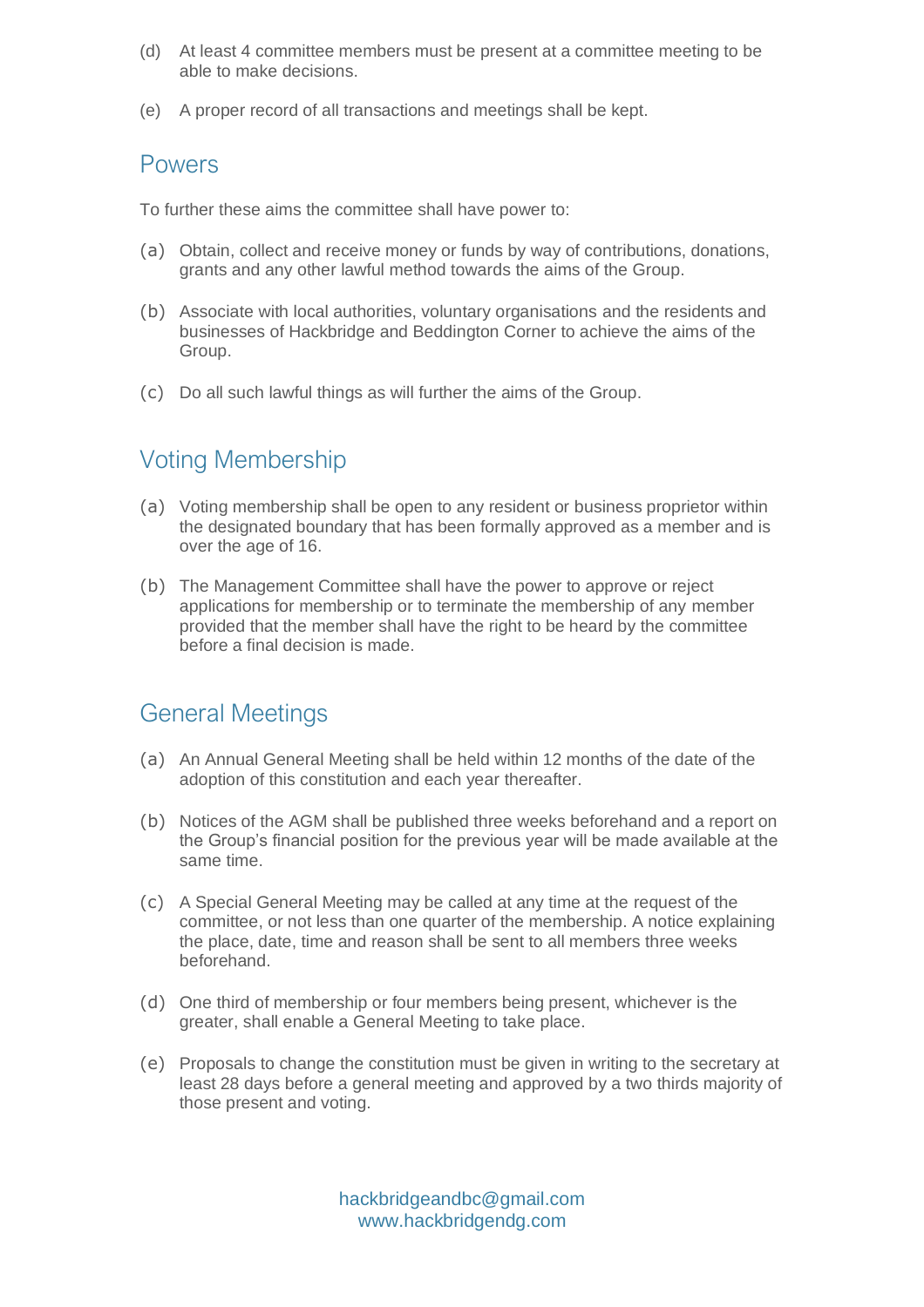(d) At least 4 committee members must be present at a committee meeting to be able to make decisions.

(e) A proper record of all transactions and meetings shall be kept.

## Powers

To further these aims the committee shall have power to:

(a) Obtain, collect and receive money or funds by way of contributions, donations, grants and any other lawful method towards the aims of the Group.

(b) Associate with local authorities, voluntary organisations and the residents and businesses of Hackbridge and Beddington Corner to achieve the aims of the Group.

(c) Do all such lawful things as will further the aims of the Group.

## Voting Membership

(a) Voting membership shall be open to any resident or business proprietor within the designated boundary that has been formally approved as a member and is over the age of 16.

(b) The Management Committee shall have the power to approve or reject applications for membership or to terminate the membership of any member provided that the member shall have the right to be heard by the committee before a final decision is made.

## General Meetings

(a) An Annual General Meeting shall be held within 12 months of the date of the adoption of this constitution and each year thereafter.

(b) Notices of the AGM shall be published three weeks beforehand and a report on the Group's financial position for the previous year will be made available at the same time.

(c) A Special General Meeting may be called at any time at the request of the committee, or not less than one quarter of the membership. A notice explaining the place, date, time and reason shall be sent to all members three weeks beforehand.

(d) One third of membership or four members being present, whichever is the greater, shall enable a General Meeting to take place.

(e) Proposals to change the constitution must be given in writing to the secretary at least 28 days before a general meeting and approved by a two thirds majority of those present and voting.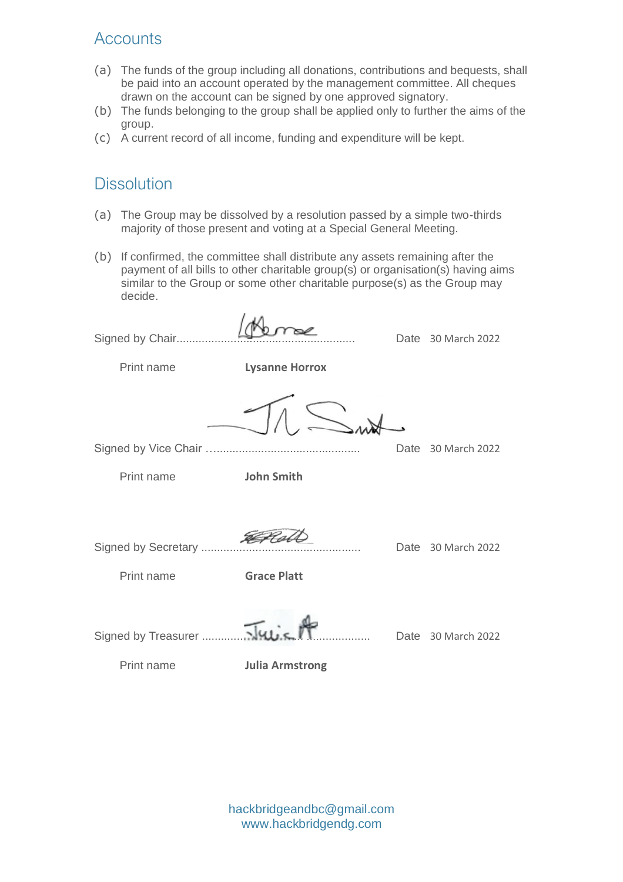## Accounts

(a) The funds of the group including all donations, contributions and bequests, shall be paid into an account operated by the management committee. All cheques drawn on the account can be signed by one approved signatory.

(b) The funds belonging to the group shall be applied only to further the aims of the group.

(c) A current record of all income, funding and expenditure will be kept.

## Dissolution

(a) The Group may be dissolved by a resolution passed by a simple two-thirds majority of those present and voting at a Special General Meeting.

(b) If confirmed, the committee shall distribute any assets remaining after the payment of all bills to other charitable group(s) or organisation(s) having aims similar to the Group or some other charitable purpose(s) as the Group may decide.

Signed by Chair.......................................................... Date 30 March 2022

Print name **Lysanne Horrox**

Signed by Vice Chair ................................................ Date 30 March 2022

Print name **John Smith**

Signed by Secretary .................................................. Date 30 March 2022

Print name **Grace Platt**

Signed by Treasurer ................................................... Date 30 March 2022

Print name **Julia Armstrong**

hackbridgeandbc@gmail.com
www.hackbridgendg.com